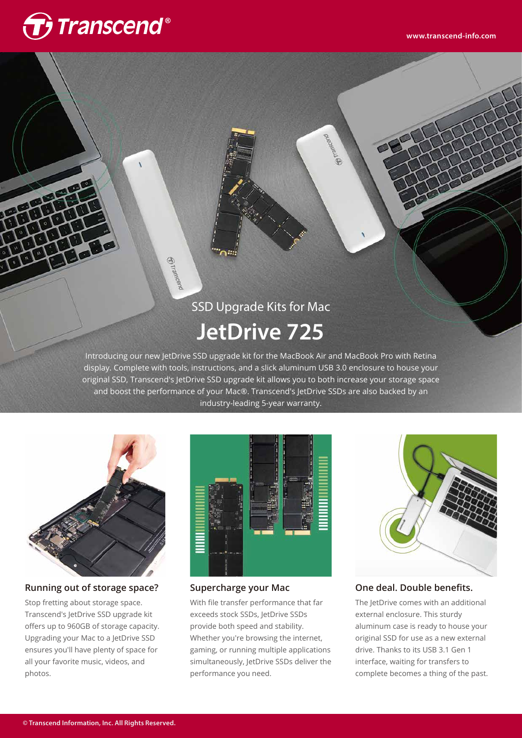# Transcend®

www.transcend-info.com

## SSD Upgrade Kits for Mac

# JetDrive 725

Introducing our new JetDrive SSD upgrade kit for the MacBook Air and MacBook Pro with Retina display. Complete with tools, instructions, and a slick aluminum USB 3.0 enclosure to house your original SSD, Transcend's JetDrive SSD upgrade kit allows you to both increase your storage space and boost the performance of your Mac®. Transcend's JetDrive SSDs are also backed by an industry-leading 5-year warranty.

### Running out of storage space?

Stop fretting about storage space. Transcend's JetDrive SSD upgrade kit offers up to 960GB of storage capacity. Upgrading your Mac to a JetDrive SSD ensures you'll have plenty of space for all your favorite music, videos, and photos.

### Supercharge your Mac

With file transfer performance that far exceeds stock SSDs, JetDrive SSDs provide both speed and stability. Whether you're browsing the internet, gaming, or running multiple applications simultaneously, JetDrive SSDs deliver the performance you need.

### One deal. Double benefits.

The JetDrive comes with an additional external enclosure. This sturdy aluminum case is ready to house your original SSD for use as a new external drive. Thanks to its USB 3.1 Gen 1 interface, waiting for transfers to complete becomes a thing of the past.

© Transcend Information, Inc. All Rights Reserved.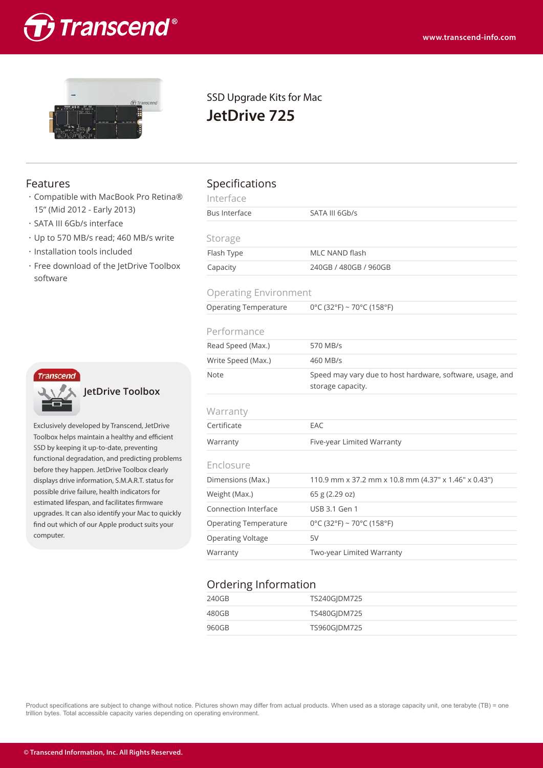# SSD Upgrade Kits for Mac

## JetDrive 725

## Features

- Compatible with MacBook Pro Retina® 15" (Mid 2012 - Early 2013)
- SATA III 6Gb/s interface
- Up to 570 MB/s read; 460 MB/s write
- Installation tools included
- Free download of the JetDrive Toolbox software

### JetDrive Toolbox

Exclusively developed by Transcend, JetDrive Toolbox helps maintain a healthy and efficient SSD by keeping it up-to-date, preventing functional degradation, and predicting problems before they happen. JetDrive Toolbox clearly displays drive information, S.M.A.R.T. status for possible drive failure, health indicators for estimated lifespan, and facilitates firmware upgrades. It can also identify your Mac to quickly find out which of our Apple product suits your computer.

## Specifications

### Interface

| | |
|---|---|
| Bus Interface | SATA III 6Gb/s |

### Storage

| | |
|---|---|
| Flash Type | MLC NAND flash |
| Capacity | 240GB / 480GB / 960GB |

### Operating Environment

| | |
|---|---|
| Operating Temperature | 0°C (32°F) ~ 70°C (158°F) |

### Performance

| | |
|---|---|
| Read Speed (Max.) | 570 MB/s |
| Write Speed (Max.) | 460 MB/s |
| Note | Speed may vary due to host hardware, software, usage, and storage capacity. |

### Warranty

| | |
|---|---|
| Certificate | EAC |
| Warranty | Five-year Limited Warranty |

### Enclosure

| | |
|---|---|
| Dimensions (Max.) | 110.9 mm x 37.2 mm x 10.8 mm (4.37" x 1.46" x 0.43") |
| Weight (Max.) | 65 g (2.29 oz) |
| Connection Interface | USB 3.1 Gen 1 |
| Operating Temperature | 0°C (32°F) ~ 70°C (158°F) |
| Operating Voltage | 5V |
| Warranty | Two-year Limited Warranty |

## Ordering Information

| | |
|---|---|
| 240GB | TS240GJDM725 |
| 480GB | TS480GJDM725 |
| 960GB | TS960GJDM725 |

Product specifications are subject to change without notice. Pictures shown may differ from actual products. When used as a storage capacity unit, one terabyte (TB) = one trillion bytes. Total accessible capacity varies depending on operating environment.